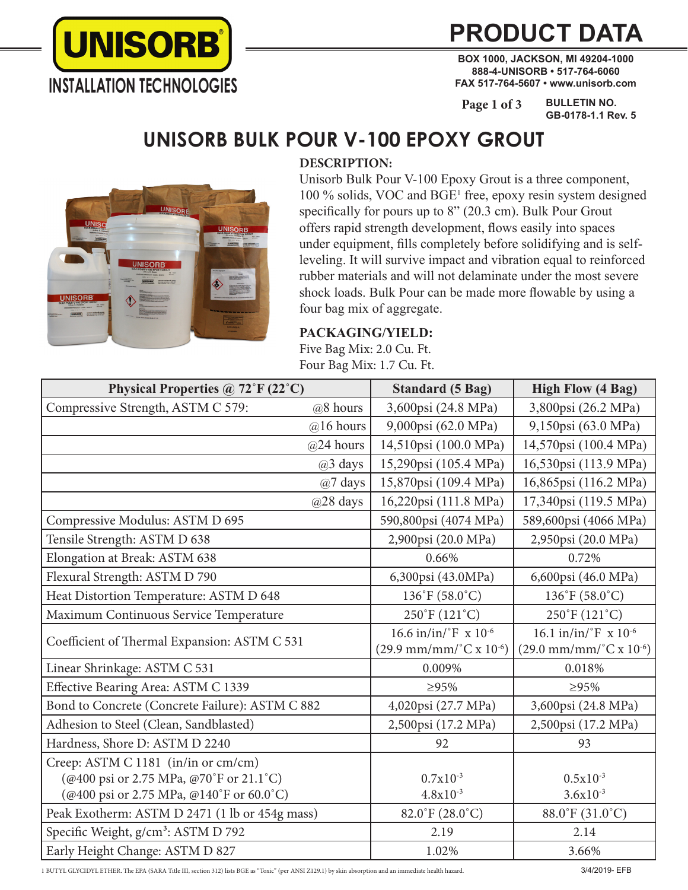# UNISORB

INSTALLATION TECHNOLOGIES

# PRODUCT DATA

BOX 1000, JACKSON, MI 49204-1000
888-4-UNISORB • 517-764-6060
FAX 517-764-5607 • www.unisorb.com

BULLETIN NO.
GB-0178-1.1 Rev. 5

## UNISORB BULK POUR V-100 EPOXY GROUT

**DESCRIPTION:**

Unisorb Bulk Pour V-100 Epoxy Grout is a three component, 100 % solids, VOC and BGE[1] free, epoxy resin system designed specifically for pours up to 8" (20.3 cm). Bulk Pour Grout offers rapid strength development, flows easily into spaces under equipment, fills completely before solidifying and is self-leveling. It will survive impact and vibration equal to reinforced rubber materials and will not delaminate under the most severe shock loads. Bulk Pour can be made more flowable by using a four bag mix of aggregate.

**PACKAGING/YIELD:**

Five Bag Mix: 2.0 Cu. Ft.
Four Bag Mix: 1.7 Cu. Ft.

| Physical Properties @ 72˚F (22˚C) | | Standard (5 Bag) | High Flow (4 Bag) |
|---|---|---|---|
| Compressive Strength, ASTM C 579: | @8 hours | 3,600psi (24.8 MPa) | 3,800psi (26.2 MPa) |
| | @16 hours | 9,000psi (62.0 MPa) | 9,150psi (63.0 MPa) |
| | @24 hours | 14,510psi (100.0 MPa) | 14,570psi (100.4 MPa) |
| | @3 days | 15,290psi (105.4 MPa) | 16,530psi (113.9 MPa) |
| | @7 days | 15,870psi (109.4 MPa) | 16,865psi (116.2 MPa) |
| | @28 days | 16,220psi (111.8 MPa) | 17,340psi (119.5 MPa) |
| Compressive Modulus: ASTM D 695 | | 590,800psi (4074 MPa) | 589,600psi (4066 MPa) |
| Tensile Strength: ASTM D 638 | | 2,900psi (20.0 MPa) | 2,950psi (20.0 MPa) |
| Elongation at Break: ASTM 638 | | 0.66% | 0.72% |
| Flexural Strength: ASTM D 790 | | 6,300psi (43.0MPa) | 6,600psi (46.0 MPa) |
| Heat Distortion Temperature: ASTM D 648 | | 136˚F (58.0˚C) | 136˚F (58.0˚C) |
| Maximum Continuous Service Temperature | | 250˚F (121˚C) | 250˚F (121˚C) |
| Coefficient of Thermal Expansion: ASTM C 531 | | 16.6 in/in/˚F x $10^{-6}$ (29.9 mm/mm/˚C x $10^{-6}$) | 16.1 in/in/˚F x $10^{-6}$ (29.0 mm/mm/˚C x $10^{-6}$) |
| Linear Shrinkage: ASTM C 531 | | 0.009% | 0.018% |
| Effective Bearing Area: ASTM C 1339 | | ≥95% | ≥95% |
| Bond to Concrete (Concrete Failure): ASTM C 882 | | 4,020psi (27.7 MPa) | 3,600psi (24.8 MPa) |
| Adhesion to Steel (Clean, Sandblasted) | | 2,500psi (17.2 MPa) | 2,500psi (17.2 MPa) |
| Hardness, Shore D: ASTM D 2240 | | 92 | 93 |
| Creep: ASTM C 1181 (in/in or cm/cm) (@400 psi or 2.75 MPa, @70˚F or 21.1˚C) (@400 psi or 2.75 MPa, @140˚F or 60.0˚C) | | $0.7 \times 10^{-3}$ $4.8 \times 10^{-3}$ | $0.5 \times 10^{-3}$ $3.6 \times 10^{-3}$ |
| Peak Exotherm: ASTM D 2471 (1 lb or 454g mass) | | 82.0˚F (28.0˚C) | 88.0˚F (31.0˚C) |
| Specific Weight, g/cm³: ASTM D 792 | | 2.19 | 2.14 |
| Early Height Change: ASTM D 827 | | 1.02% | 3.66% |

1 BUTYL GLYCIDYL ETHER. The EPA (SARA Title III, section 312) lists BGE as "Toxic" (per ANSI Z129.1) by skin absorption and an immediate health hazard.

3/4/2019- EFB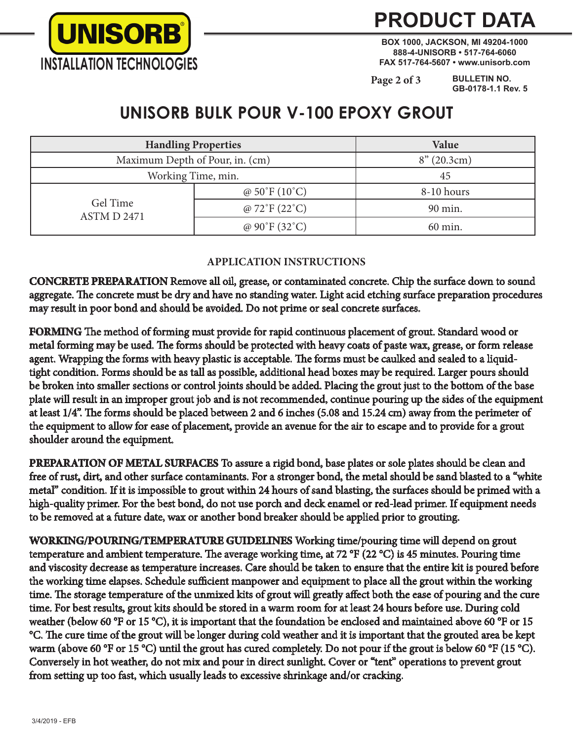# UNISORB BULK POUR V-100 EPOXY GROUT

| Handling Properties | | Value |
|---|---|---|
| Maximum Depth of Pour, in. (cm) | | 8" (20.3cm) |
| Working Time, min. | | 45 |
| Gel Time ASTM D 2471 | @ 50˚F (10˚C) | 8-10 hours |
| | @ 72˚F (22˚C) | 90 min. |
| | @ 90˚F (32˚C) | 60 min. |

## APPLICATION INSTRUCTIONS

**CONCRETE PREPARATION** Remove all oil, grease, or contaminated concrete. Chip the surface down to sound aggregate. The concrete must be dry and have no standing water. Light acid etching surface preparation procedures may result in poor bond and should be avoided. Do not prime or seal concrete surfaces.

**FORMING** The method of forming must provide for rapid continuous placement of grout. Standard wood or metal forming may be used. The forms should be protected with heavy coats of paste wax, grease, or form release agent. Wrapping the forms with heavy plastic is acceptable. The forms must be caulked and sealed to a liquid-tight condition. Forms should be as tall as possible, additional head boxes may be required. Larger pours should be broken into smaller sections or control joints should be added. Placing the grout just to the bottom of the base plate will result in an improper grout job and is not recommended, continue pouring up the sides of the equipment at least 1/4". The forms should be placed between 2 and 6 inches (5.08 and 15.24 cm) away from the perimeter of the equipment to allow for ease of placement, provide an avenue for the air to escape and to provide for a grout shoulder around the equipment.

**PREPARATION OF METAL SURFACES** To assure a rigid bond, base plates or sole plates should be clean and free of rust, dirt, and other surface contaminants. For a stronger bond, the metal should be sand blasted to a "white metal" condition. If it is impossible to grout within 24 hours of sand blasting, the surfaces should be primed with a high-quality primer. For the best bond, do not use porch and deck enamel or red-lead primer. If equipment needs to be removed at a future date, wax or another bond breaker should be applied prior to grouting.

**WORKING/POURING/TEMPERATURE GUIDELINES** Working time/pouring time will depend on grout temperature and ambient temperature. The average working time, at 72 °F (22 °C) is 45 minutes. Pouring time and viscosity decrease as temperature increases. Care should be taken to ensure that the entire kit is poured before the working time elapses. Schedule sufficient manpower and equipment to place all the grout within the working time. The storage temperature of the unmixed kits of grout will greatly affect both the ease of pouring and the cure time. For best results, grout kits should be stored in a warm room for at least 24 hours before use. During cold weather (below 60 °F or 15 °C), it is important that the foundation be enclosed and maintained above 60 °F or 15 °C. The cure time of the grout will be longer during cold weather and it is important that the grouted area be kept warm (above 60 °F or 15 °C) until the grout has cured completely. Do not pour if the grout is below 60 °F (15 °C). Conversely in hot weather, do not mix and pour in direct sunlight. Cover or "tent" operations to prevent grout from setting up too fast, which usually leads to excessive shrinkage and/or cracking.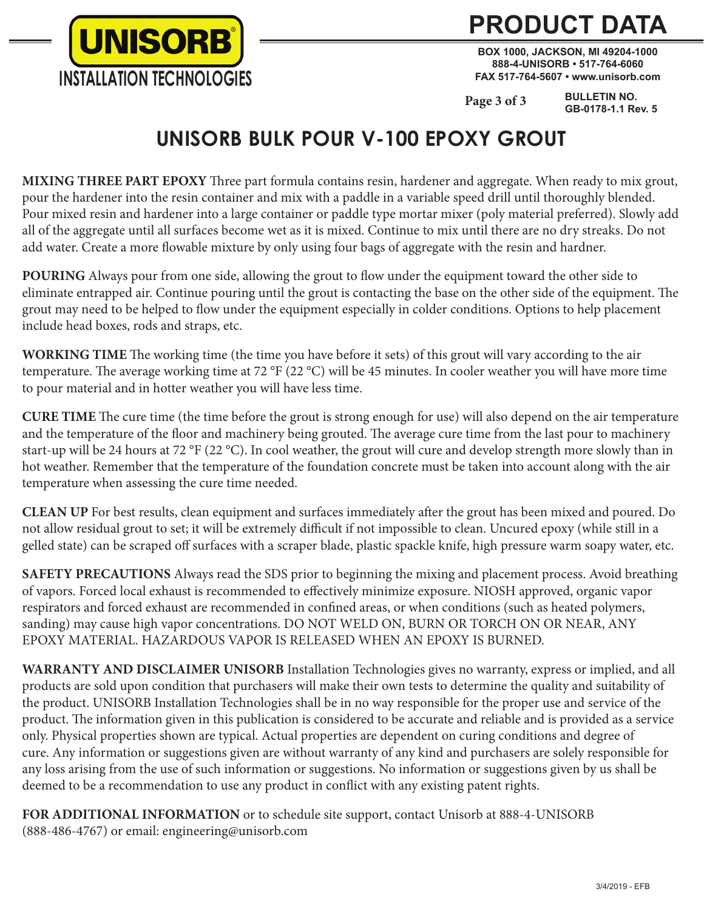# UNISORB BULK POUR V-100 EPOXY GROUT

**MIXING THREE PART EPOXY** Three part formula contains resin, hardener and aggregate. When ready to mix grout, pour the hardener into the resin container and mix with a paddle in a variable speed drill until thoroughly blended. Pour mixed resin and hardener into a large container or paddle type mortar mixer (poly material preferred). Slowly add all of the aggregate until all surfaces become wet as it is mixed. Continue to mix until there are no dry streaks. Do not add water. Create a more flowable mixture by only using four bags of aggregate with the resin and hardner.

**POURING** Always pour from one side, allowing the grout to flow under the equipment toward the other side to eliminate entrapped air. Continue pouring until the grout is contacting the base on the other side of the equipment. The grout may need to be helped to flow under the equipment especially in colder conditions. Options to help placement include head boxes, rods and straps, etc.

**WORKING TIME** The working time (the time you have before it sets) of this grout will vary according to the air temperature. The average working time at 72 °F (22 °C) will be 45 minutes. In cooler weather you will have more time to pour material and in hotter weather you will have less time.

**CURE TIME** The cure time (the time before the grout is strong enough for use) will also depend on the air temperature and the temperature of the floor and machinery being grouted. The average cure time from the last pour to machinery start-up will be 24 hours at 72 °F (22 °C). In cool weather, the grout will cure and develop strength more slowly than in hot weather. Remember that the temperature of the foundation concrete must be taken into account along with the air temperature when assessing the cure time needed.

**CLEAN UP** For best results, clean equipment and surfaces immediately after the grout has been mixed and poured. Do not allow residual grout to set; it will be extremely difficult if not impossible to clean. Uncured epoxy (while still in a gelled state) can be scraped off surfaces with a scraper blade, plastic spackle knife, high pressure warm soapy water, etc.

**SAFETY PRECAUTIONS** Always read the SDS prior to beginning the mixing and placement process. Avoid breathing of vapors. Forced local exhaust is recommended to effectively minimize exposure. NIOSH approved, organic vapor respirators and forced exhaust are recommended in confined areas, or when conditions (such as heated polymers, sanding) may cause high vapor concentrations. DO NOT WELD ON, BURN OR TORCH ON OR NEAR, ANY EPOXY MATERIAL. HAZARDOUS VAPOR IS RELEASED WHEN AN EPOXY IS BURNED.

**WARRANTY AND DISCLAIMER UNISORB** Installation Technologies gives no warranty, express or implied, and all products are sold upon condition that purchasers will make their own tests to determine the quality and suitability of the product. UNISORB Installation Technologies shall be in no way responsible for the proper use and service of the product. The information given in this publication is considered to be accurate and reliable and is provided as a service only. Physical properties shown are typical. Actual properties are dependent on curing conditions and degree of cure. Any information or suggestions given are without warranty of any kind and purchasers are solely responsible for any loss arising from the use of such information or suggestions. No information or suggestions given by us shall be deemed to be a recommendation to use any product in conflict with any existing patent rights.

**FOR ADDITIONAL INFORMATION** or to schedule site support, contact Unisorb at 888-4-UNISORB (888-486-4767) or email: engineering@unisorb.com

3/4/2019 - EFB